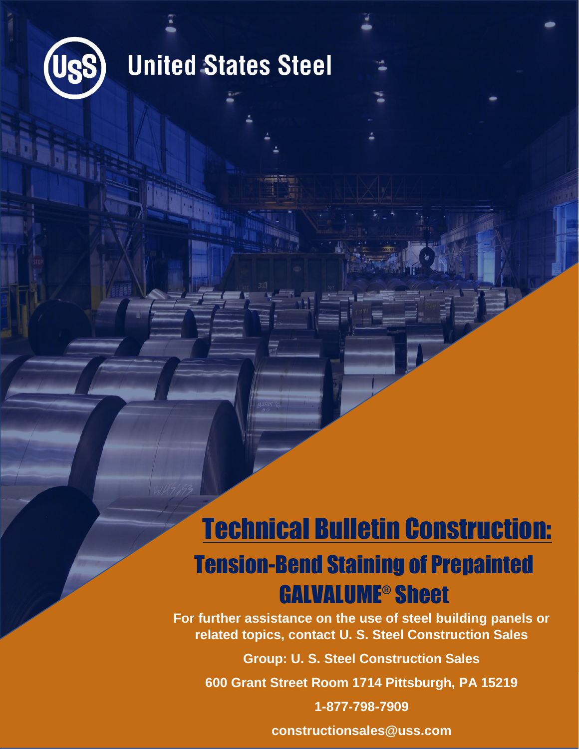United States Steel

# Technical Bulletin Construction:

## Tension-Bend Staining of Prepainted GALVALUME® Sheet

**For further assistance on the use of steel building panels or related topics, contact U. S. Steel Construction Sales**

**Group: U. S. Steel Construction Sales**

**600 Grant Street Room 1714 Pittsburgh, PA 15219**

**1-877-798-7909**

**constructionsales@uss.com**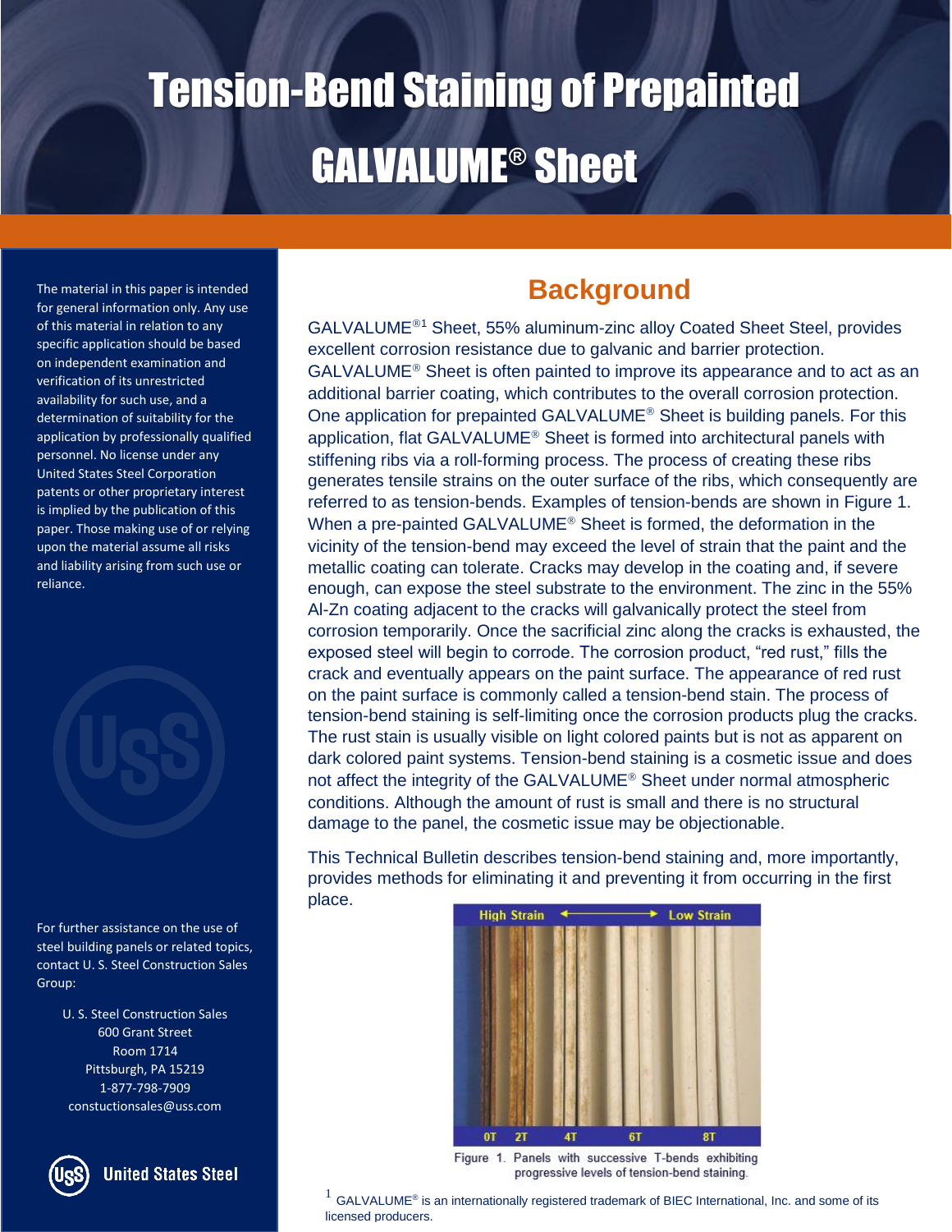# Tension-Bend Staining of Prepainted GALVALUME® Sheet

The material in this paper is intended for general information only. Any use of this material in relation to any specific application should be based on independent examination and verification of its unrestricted availability for such use, and a determination of suitability for the application by professionally qualified personnel. No license under any United States Steel Corporation patents or other proprietary interest is implied by the publication of this paper. Those making use of or relying upon the material assume all risks and liability arising from such use or reliance.

For further assistance on the use of steel building panels or related topics, contact U. S. Steel Construction Sales Group:

U. S. Steel Construction Sales
600 Grant Street
Room 1714
Pittsburgh, PA 15219
1-877-798-7909
constuctionsales@uss.com

United States Steel

## Background

GALVALUME®[1] Sheet, 55% aluminum-zinc alloy Coated Sheet Steel, provides excellent corrosion resistance due to galvanic and barrier protection. GALVALUME® Sheet is often painted to improve its appearance and to act as an additional barrier coating, which contributes to the overall corrosion protection. One application for prepainted GALVALUME® Sheet is building panels. For this application, flat GALVALUME® Sheet is formed into architectural panels with stiffening ribs via a roll-forming process. The process of creating these ribs generates tensile strains on the outer surface of the ribs, which consequently are referred to as tension-bends. Examples of tension-bends are shown in Figure 1. When a pre-painted GALVALUME® Sheet is formed, the deformation in the vicinity of the tension-bend may exceed the level of strain that the paint and the metallic coating can tolerate. Cracks may develop in the coating and, if severe enough, can expose the steel substrate to the environment. The zinc in the 55% Al-Zn coating adjacent to the cracks will galvanically protect the steel from corrosion temporarily. Once the sacrificial zinc along the cracks is exhausted, the exposed steel will begin to corrode. The corrosion product, "red rust," fills the crack and eventually appears on the paint surface. The appearance of red rust on the paint surface is commonly called a tension-bend stain. The process of tension-bend staining is self-limiting once the corrosion products plug the cracks. The rust stain is usually visible on light colored paints but is not as apparent on dark colored paint systems. Tension-bend staining is a cosmetic issue and does not affect the integrity of the GALVALUME® Sheet under normal atmospheric conditions. Although the amount of rust is small and there is no structural damage to the panel, the cosmetic issue may be objectionable.

This Technical Bulletin describes tension-bend staining and, more importantly, provides methods for eliminating it and preventing it from occurring in the first place.

High Strain ⟵⟶ Low Strain

0T 2T 4T 6T 8T

Figure 1. Panels with successive T-bends exhibiting progressive levels of tension-bend staining.

[1] GALVALUME® is an internationally registered trademark of BIEC International, Inc. and some of its licensed producers.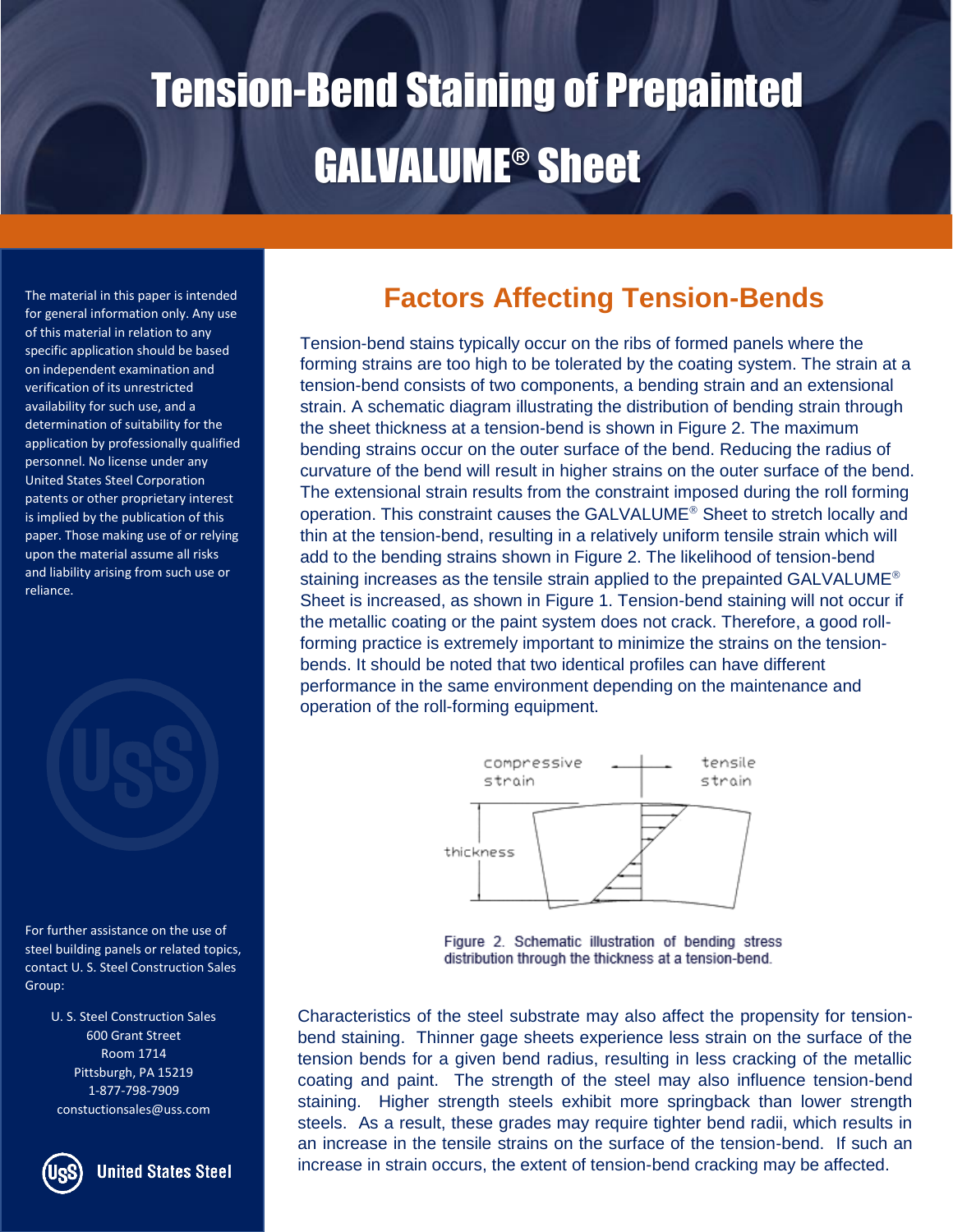# Tension-Bend Staining of Prepainted GALVALUME® Sheet

The material in this paper is intended for general information only. Any use of this material in relation to any specific application should be based on independent examination and verification of its unrestricted availability for such use, and a determination of suitability for the application by professionally qualified personnel. No license under any United States Steel Corporation patents or other proprietary interest is implied by the publication of this paper. Those making use of or relying upon the material assume all risks and liability arising from such use or reliance.

For further assistance on the use of steel building panels or related topics, contact U. S. Steel Construction Sales Group:

U. S. Steel Construction Sales
600 Grant Street
Room 1714
Pittsburgh, PA 15219
1-877-798-7909
constuctionsales@uss.com

## Factors Affecting Tension-Bends

Tension-bend stains typically occur on the ribs of formed panels where the forming strains are too high to be tolerated by the coating system. The strain at a tension-bend consists of two components, a bending strain and an extensional strain. A schematic diagram illustrating the distribution of bending strain through the sheet thickness at a tension-bend is shown in Figure 2. The maximum bending strains occur on the outer surface of the bend. Reducing the radius of curvature of the bend will result in higher strains on the outer surface of the bend. The extensional strain results from the constraint imposed during the roll forming operation. This constraint causes the GALVALUME® Sheet to stretch locally and thin at the tension-bend, resulting in a relatively uniform tensile strain which will add to the bending strains shown in Figure 2. The likelihood of tension-bend staining increases as the tensile strain applied to the prepainted GALVALUME® Sheet is increased, as shown in Figure 1. Tension-bend staining will not occur if the metallic coating or the paint system does not crack. Therefore, a good roll-forming practice is extremely important to minimize the strains on the tension-bends. It should be noted that two identical profiles can have different performance in the same environment depending on the maintenance and operation of the roll-forming equipment.

compressive strain | tensile strain | thickness

Figure 2. Schematic illustration of bending stress distribution through the thickness at a tension-bend.

Characteristics of the steel substrate may also affect the propensity for tension-bend staining. Thinner gage sheets experience less strain on the surface of the tension bends for a given bend radius, resulting in less cracking of the metallic coating and paint. The strength of the steel may also influence tension-bend staining. Higher strength steels exhibit more springback than lower strength steels. As a result, these grades may require tighter bend radii, which results in an increase in the tensile strains on the surface of the tension-bend. If such an increase in strain occurs, the extent of tension-bend cracking may be affected.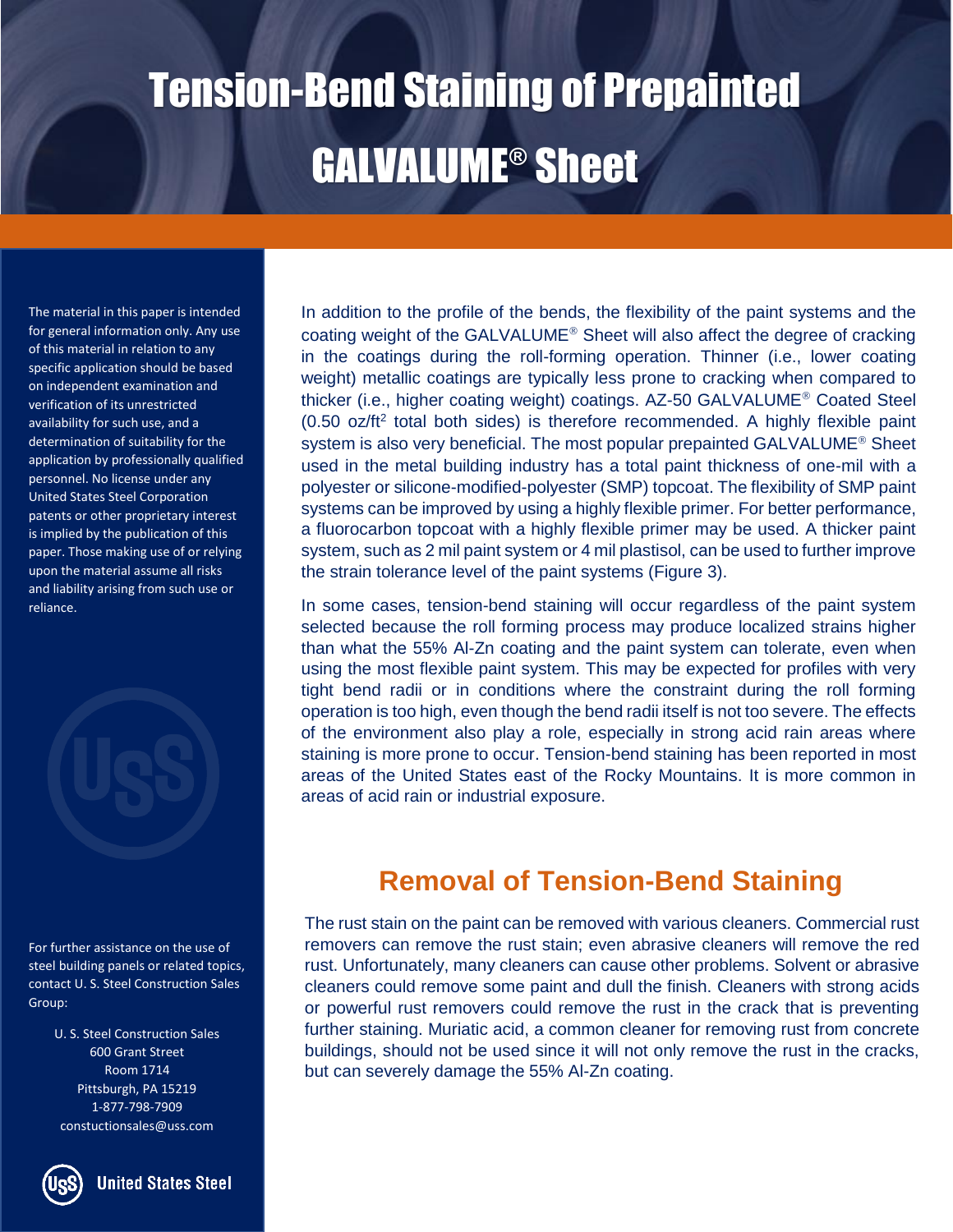# Tension-Bend Staining of Prepainted GALVALUME® Sheet

The material in this paper is intended for general information only. Any use of this material in relation to any specific application should be based on independent examination and verification of its unrestricted availability for such use, and a determination of suitability for the application by professionally qualified personnel. No license under any United States Steel Corporation patents or other proprietary interest is implied by the publication of this paper. Those making use of or relying upon the material assume all risks and liability arising from such use or reliance.

For further assistance on the use of steel building panels or related topics, contact U. S. Steel Construction Sales Group:

U. S. Steel Construction Sales
600 Grant Street
Room 1714
Pittsburgh, PA 15219
1-877-798-7909
constuctionsales@uss.com

In addition to the profile of the bends, the flexibility of the paint systems and the coating weight of the GALVALUME® Sheet will also affect the degree of cracking in the coatings during the roll-forming operation. Thinner (i.e., lower coating weight) metallic coatings are typically less prone to cracking when compared to thicker (i.e., higher coating weight) coatings. AZ-50 GALVALUME® Coated Steel (0.50 oz/ft$^2$ total both sides) is therefore recommended. A highly flexible paint system is also very beneficial. The most popular prepainted GALVALUME® Sheet used in the metal building industry has a total paint thickness of one-mil with a polyester or silicone-modified-polyester (SMP) topcoat. The flexibility of SMP paint systems can be improved by using a highly flexible primer. For better performance, a fluorocarbon topcoat with a highly flexible primer may be used. A thicker paint system, such as 2 mil paint system or 4 mil plastisol, can be used to further improve the strain tolerance level of the paint systems (Figure 3).

In some cases, tension-bend staining will occur regardless of the paint system selected because the roll forming process may produce localized strains higher than what the 55% Al-Zn coating and the paint system can tolerate, even when using the most flexible paint system. This may be expected for profiles with very tight bend radii or in conditions where the constraint during the roll forming operation is too high, even though the bend radii itself is not too severe. The effects of the environment also play a role, especially in strong acid rain areas where staining is more prone to occur. Tension-bend staining has been reported in most areas of the United States east of the Rocky Mountains. It is more common in areas of acid rain or industrial exposure.

## Removal of Tension-Bend Staining

The rust stain on the paint can be removed with various cleaners. Commercial rust removers can remove the rust stain; even abrasive cleaners will remove the red rust. Unfortunately, many cleaners can cause other problems. Solvent or abrasive cleaners could remove some paint and dull the finish. Cleaners with strong acids or powerful rust removers could remove the rust in the crack that is preventing further staining. Muriatic acid, a common cleaner for removing rust from concrete buildings, should not be used since it will not only remove the rust in the cracks, but can severely damage the 55% Al-Zn coating.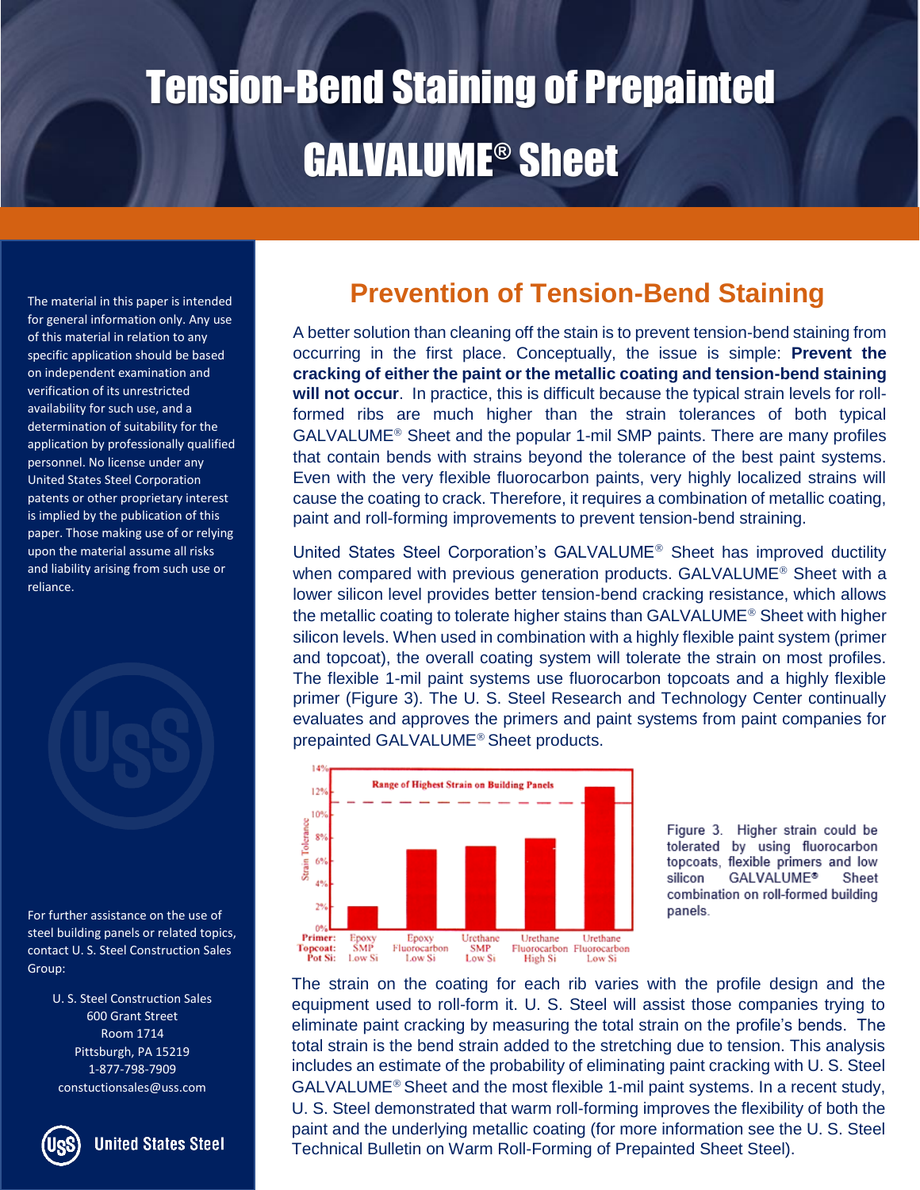# Tension-Bend Staining of Prepainted GALVALUME® Sheet

The material in this paper is intended for general information only. Any use of this material in relation to any specific application should be based on independent examination and verification of its unrestricted availability for such use, and a determination of suitability for the application by professionally qualified personnel. No license under any United States Steel Corporation patents or other proprietary interest is implied by the publication of this paper. Those making use of or relying upon the material assume all risks and liability arising from such use or reliance.

For further assistance on the use of steel building panels or related topics, contact U. S. Steel Construction Sales Group:

U. S. Steel Construction Sales
600 Grant Street
Room 1714
Pittsburgh, PA 15219
1-877-798-7909
constuctionsales@uss.com

## Prevention of Tension-Bend Staining

A better solution than cleaning off the stain is to prevent tension-bend staining from occurring in the first place. Conceptually, the issue is simple: **Prevent the cracking of either the paint or the metallic coating and tension-bend staining will not occur**. In practice, this is difficult because the typical strain levels for roll-formed ribs are much higher than the strain tolerances of both typical GALVALUME® Sheet and the popular 1-mil SMP paints. There are many profiles that contain bends with strains beyond the tolerance of the best paint systems. Even with the very flexible fluorocarbon paints, very highly localized strains will cause the coating to crack. Therefore, it requires a combination of metallic coating, paint and roll-forming improvements to prevent tension-bend straining.

United States Steel Corporation's GALVALUME® Sheet has improved ductility when compared with previous generation products. GALVALUME® Sheet with a lower silicon level provides better tension-bend cracking resistance, which allows the metallic coating to tolerate higher stains than GALVALUME® Sheet with higher silicon levels. When used in combination with a highly flexible paint system (primer and topcoat), the overall coating system will tolerate the strain on most profiles. The flexible 1-mil paint systems use fluorocarbon topcoats and a highly flexible primer (Figure 3). The U. S. Steel Research and Technology Center continually evaluates and approves the primers and paint systems from paint companies for prepainted GALVALUME® Sheet products.

| Primer: | Epoxy | Epoxy | Urethane | Urethane | Urethane |
|---|---|---|---|---|---|
| Topcoat: | SMP | Fluorocarbon | SMP | Fluorocarbon | Fluorocarbon |
| Pot Si: | Low Si | Low Si | Low Si | High Si | Low Si |

Figure 3. Higher strain could be tolerated by using fluorocarbon topcoats, flexible primers and low silicon GALVALUME® Sheet combination on roll-formed building panels.

The strain on the coating for each rib varies with the profile design and the equipment used to roll-form it. U. S. Steel will assist those companies trying to eliminate paint cracking by measuring the total strain on the profile's bends. The total strain is the bend strain added to the stretching due to tension. This analysis includes an estimate of the probability of eliminating paint cracking with U. S. Steel GALVALUME® Sheet and the most flexible 1-mil paint systems. In a recent study, U. S. Steel demonstrated that warm roll-forming improves the flexibility of both the paint and the underlying metallic coating (for more information see the U. S. Steel Technical Bulletin on Warm Roll-Forming of Prepainted Sheet Steel).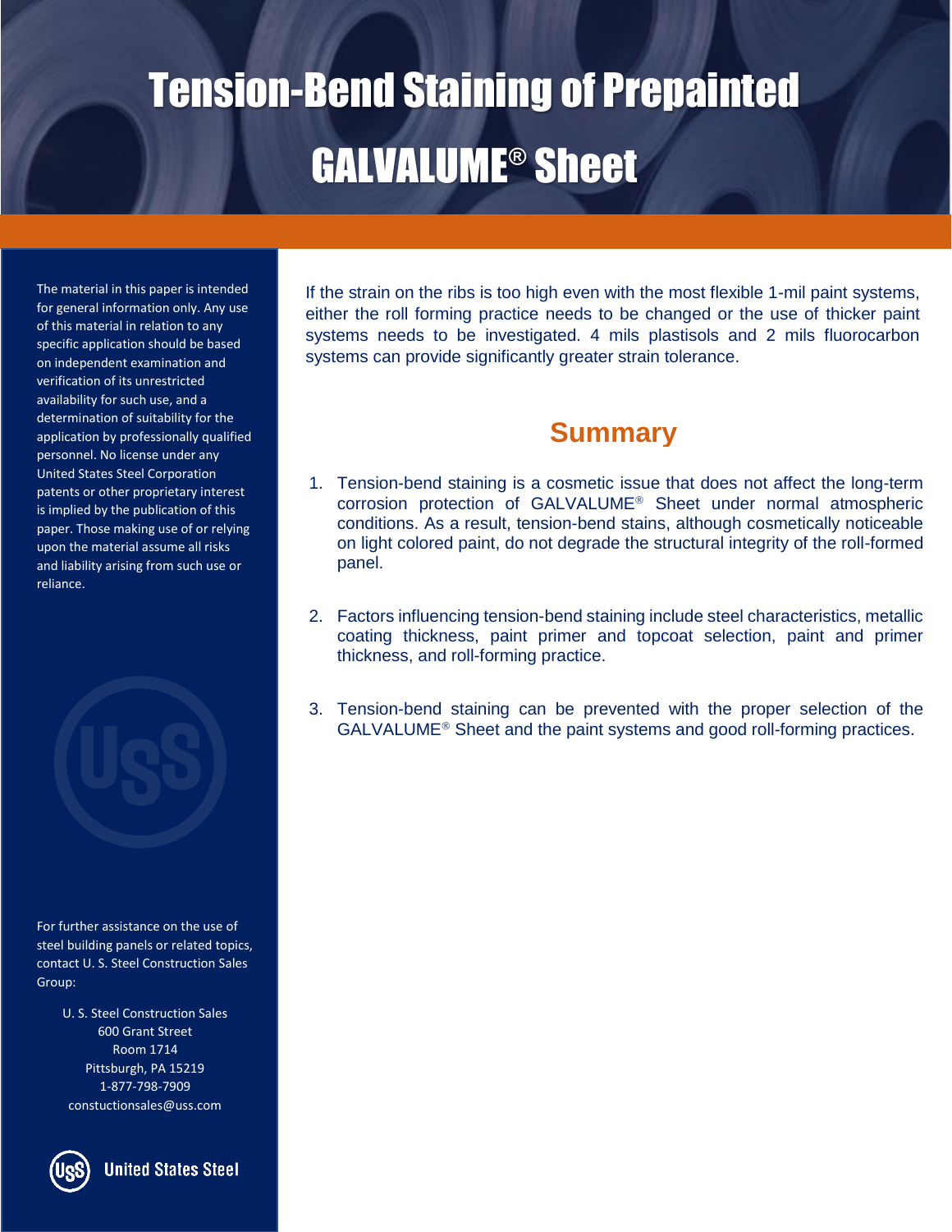# Tension-Bend Staining of Prepainted GALVALUME® Sheet

The material in this paper is intended for general information only. Any use of this material in relation to any specific application should be based on independent examination and verification of its unrestricted availability for such use, and a determination of suitability for the application by professionally qualified personnel. No license under any United States Steel Corporation patents or other proprietary interest is implied by the publication of this paper. Those making use of or relying upon the material assume all risks and liability arising from such use or reliance.

For further assistance on the use of steel building panels or related topics, contact U. S. Steel Construction Sales Group:

U. S. Steel Construction Sales
600 Grant Street
Room 1714
Pittsburgh, PA 15219
1-877-798-7909
constuctionsales@uss.com

United States Steel

If the strain on the ribs is too high even with the most flexible 1-mil paint systems, either the roll forming practice needs to be changed or the use of thicker paint systems needs to be investigated. 4 mils plastisols and 2 mils fluorocarbon systems can provide significantly greater strain tolerance.

## Summary

1. Tension-bend staining is a cosmetic issue that does not affect the long-term corrosion protection of GALVALUME® Sheet under normal atmospheric conditions. As a result, tension-bend stains, although cosmetically noticeable on light colored paint, do not degrade the structural integrity of the roll-formed panel.

2. Factors influencing tension-bend staining include steel characteristics, metallic coating thickness, paint primer and topcoat selection, paint and primer thickness, and roll-forming practice.

3. Tension-bend staining can be prevented with the proper selection of the GALVALUME® Sheet and the paint systems and good roll-forming practices.